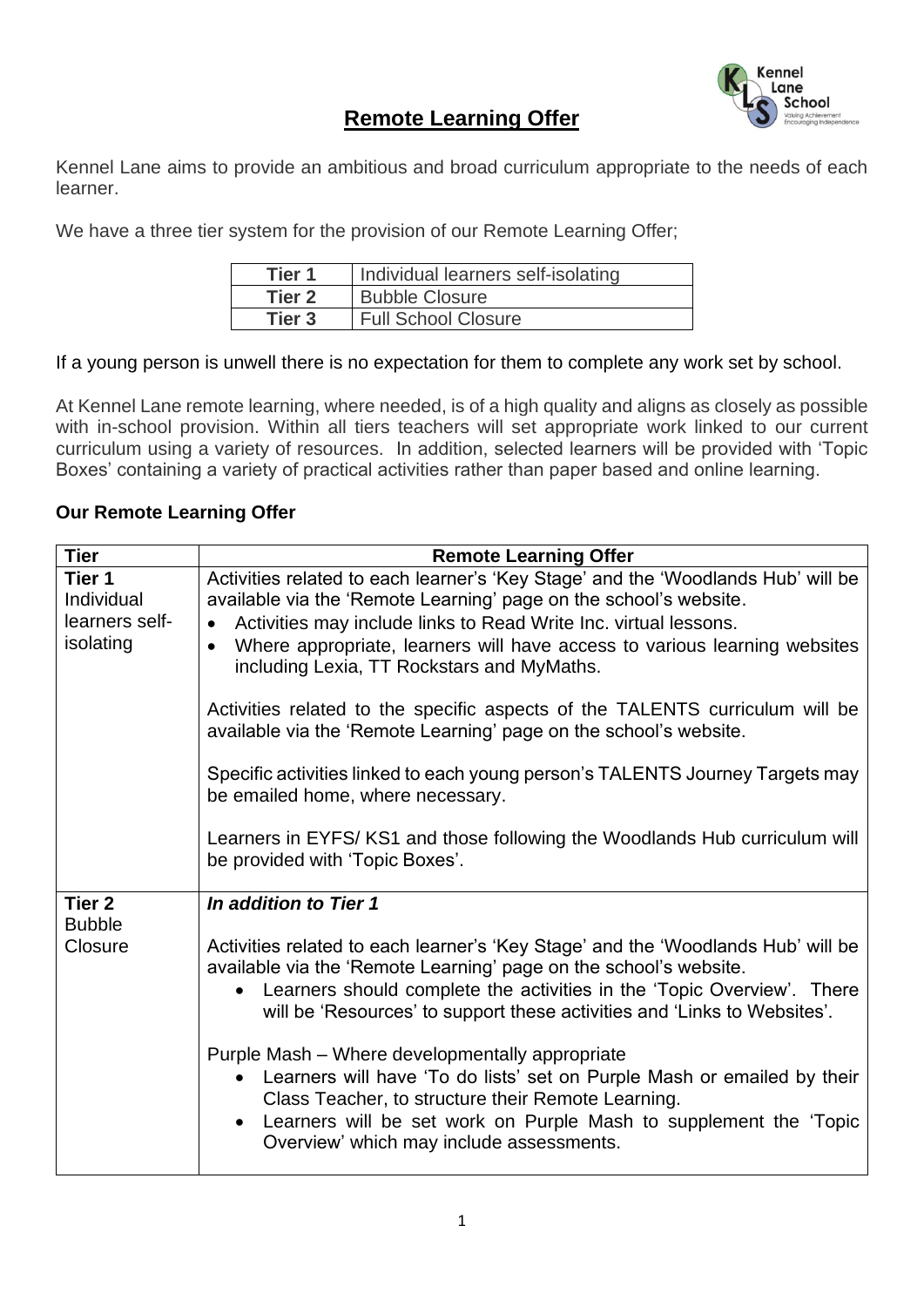# Remote Learning Offer

Kennel Lane aims to provide an ambitious and broad curriculum appropriate to the needs of each learner.

We have a three tier system for the provision of our Remote Learning Offer;

| **Tier 1** | Individual learners self-isolating |
|---|---|
| **Tier 2** | Bubble Closure |
| **Tier 3** | Full School Closure |

If a young person is unwell there is no expectation for them to complete any work set by school.

At Kennel Lane remote learning, where needed, is of a high quality and aligns as closely as possible with in-school provision. Within all tiers teachers will set appropriate work linked to our current curriculum using a variety of resources. In addition, selected learners will be provided with 'Topic Boxes' containing a variety of practical activities rather than paper based and online learning.

**Our Remote Learning Offer**

| **Tier** | **Remote Learning Offer** |
|---|---|
| **Tier 1** Individual learners self-isolating | Activities related to each learner's 'Key Stage' and the 'Woodlands Hub' will be available via the 'Remote Learning' page on the school's website.<br>• Activities may include links to Read Write Inc. virtual lessons.<br>• Where appropriate, learners will have access to various learning websites including Lexia, TT Rockstars and MyMaths.<br><br>Activities related to the specific aspects of the TALENTS curriculum will be available via the 'Remote Learning' page on the school's website.<br><br>Specific activities linked to each young person's TALENTS Journey Targets may be emailed home, where necessary.<br><br>Learners in EYFS/ KS1 and those following the Woodlands Hub curriculum will be provided with 'Topic Boxes'. |
| **Tier 2** Bubble Closure | ***In addition to Tier 1***<br><br>Activities related to each learner's 'Key Stage' and the 'Woodlands Hub' will be available via the 'Remote Learning' page on the school's website.<br>• Learners should complete the activities in the 'Topic Overview'. There will be 'Resources' to support these activities and 'Links to Websites'.<br><br>Purple Mash – Where developmentally appropriate<br>• Learners will have 'To do lists' set on Purple Mash or emailed by their Class Teacher, to structure their Remote Learning.<br>• Learners will be set work on Purple Mash to supplement the 'Topic Overview' which may include assessments. |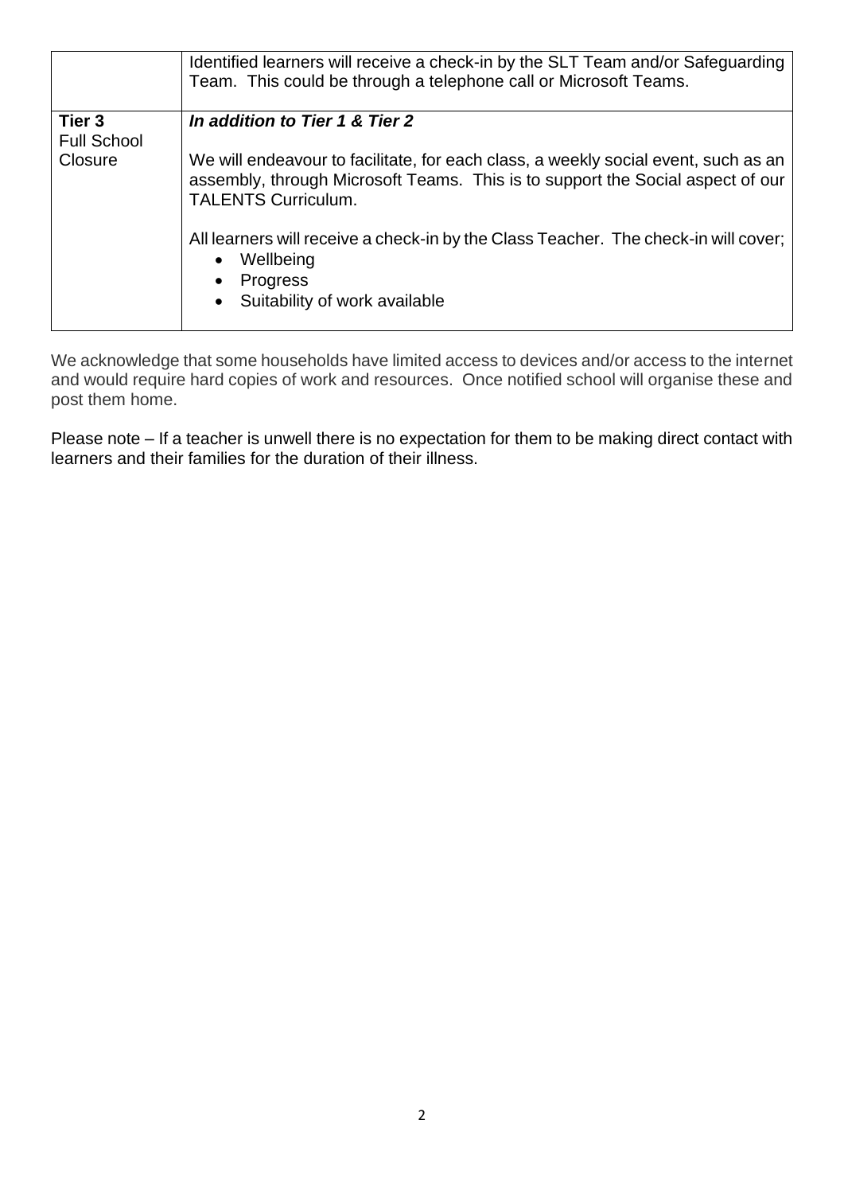| | |
|---|---|
| | Identified learners will receive a check-in by the SLT Team and/or Safeguarding Team. This could be through a telephone call or Microsoft Teams. |
| **Tier 3** Full School Closure | ***In addition to Tier 1 & Tier 2*** <br><br> We will endeavour to facilitate, for each class, a weekly social event, such as an assembly, through Microsoft Teams. This is to support the Social aspect of our TALENTS Curriculum. <br><br> All learners will receive a check-in by the Class Teacher. The check-in will cover; <br> • Wellbeing <br> • Progress <br> • Suitability of work available |

We acknowledge that some households have limited access to devices and/or access to the internet and would require hard copies of work and resources. Once notified school will organise these and post them home.

Please note – If a teacher is unwell there is no expectation for them to be making direct contact with learners and their families for the duration of their illness.